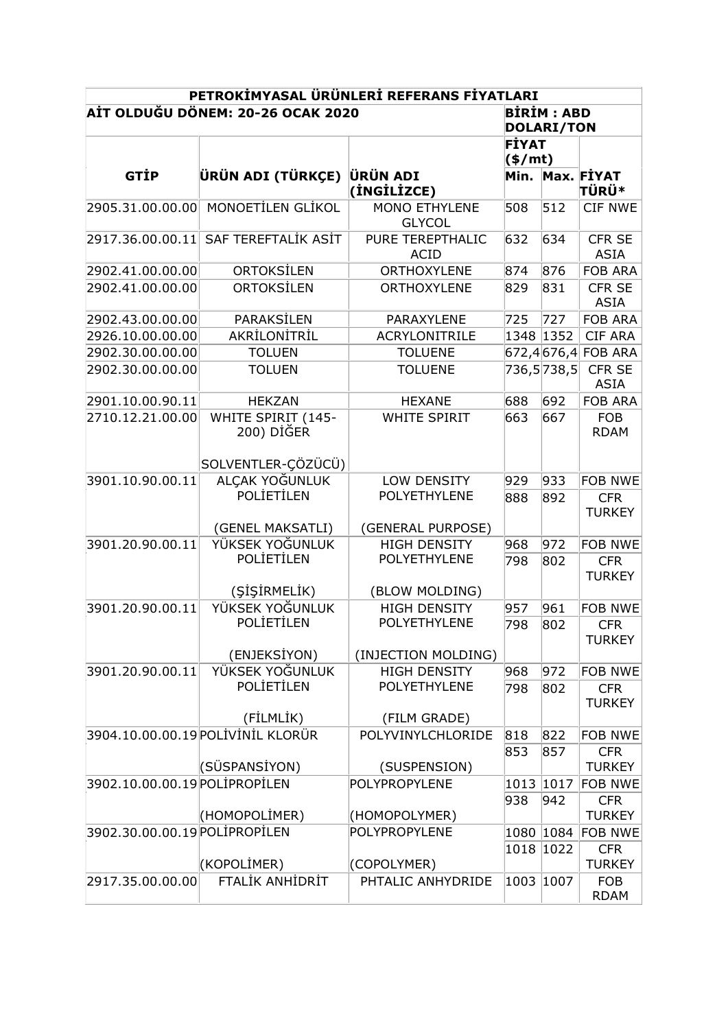| PETROKİMYASAL ÜRÜNLERİ REFERANS FİYATLARI | | | | | |
|---|---|---|---|---|---|
| AİT OLDUĞU DÖNEM: 20-26 OCAK 2020 | | | BİRİM : ABD DOLARI/TON | | |
| GTİP | ÜRÜN ADI (TÜRKÇE) | ÜRÜN ADI (İNGİLİZCE) | FİYAT ($/mt) Min. | Max. | FİYAT TÜRÜ* |
| 2905.31.00.00.00 | MONOETİLEN GLİKOL | MONO ETHYLENE GLYCOL | 508 | 512 | CIF NWE |
| 2917.36.00.00.11 | SAF TEREFTALİK ASİT | PURE TEREPTHALIC ACID | 632 | 634 | CFR SE ASIA |
| 2902.41.00.00.00 | ORTOKSİLEN | ORTHOXYLENE | 874 | 876 | FOB ARA |
| 2902.41.00.00.00 | ORTOKSİLEN | ORTHOXYLENE | 829 | 831 | CFR SE ASIA |
| 2902.43.00.00.00 | PARAKSİLEN | PARAXYLENE | 725 | 727 | FOB ARA |
| 2926.10.00.00.00 | AKRİLONİTRİL | ACRYLONITRILE | 1348 | 1352 | CIF ARA |
| 2902.30.00.00.00 | TOLUEN | TOLUENE | 672,4 | 676,4 | FOB ARA |
| 2902.30.00.00.00 | TOLUEN | TOLUENE | 736,5 | 738,5 | CFR SE ASIA |
| 2901.10.00.90.11 | HEKZAN | HEXANE | 688 | 692 | FOB ARA |
| 2710.12.21.00.00 | WHITE SPIRIT (145-200) DİĞER SOLVENTLER-ÇÖZÜCÜ) | WHITE SPIRIT | 663 | 667 | FOB RDAM |
| 3901.10.90.00.11 | ALÇAK YOĞUNLUK POLİETİLEN (GENEL MAKSATLI) | LOW DENSITY POLYETHYLENE (GENERAL PURPOSE) | 929 | 933 | FOB NWE |
| | | | 888 | 892 | CFR TURKEY |
| 3901.20.90.00.11 | YÜKSEK YOĞUNLUK POLİETİLEN (ŞİŞİRMELİK) | HIGH DENSITY POLYETHYLENE (BLOW MOLDING) | 968 | 972 | FOB NWE |
| | | | 798 | 802 | CFR TURKEY |
| 3901.20.90.00.11 | YÜKSEK YOĞUNLUK POLİETİLEN (ENJEKSİYON) | HIGH DENSITY POLYETHYLENE (INJECTION MOLDING) | 957 | 961 | FOB NWE |
| | | | 798 | 802 | CFR TURKEY |
| 3901.20.90.00.11 | YÜKSEK YOĞUNLUK POLİETİLEN (FİLMLİK) | HIGH DENSITY POLYETHYLENE (FILM GRADE) | 968 | 972 | FOB NWE |
| | | | 798 | 802 | CFR TURKEY |
| 3904.10.00.00.19 | POLİVİNİL KLORÜR (SÜSPANSİYON) | POLYVINYLCHLORIDE (SUSPENSION) | 818 | 822 | FOB NWE |
| | | | 853 | 857 | CFR TURKEY |
| 3902.10.00.00.19 | POLİPROPİLEN (HOMOPOLİMER) | POLYPROPYLENE (HOMOPOLYMER) | 1013 | 1017 | FOB NWE |
| | | | 938 | 942 | CFR TURKEY |
| 3902.30.00.00.19 | POLİPROPİLEN (KOPOLİMER) | POLYPROPYLENE (COPOLYMER) | 1080 | 1084 | FOB NWE |
| | | | 1018 | 1022 | CFR TURKEY |
| 2917.35.00.00.00 | FTALİK ANHİDRİT | PHTALIC ANHYDRIDE | 1003 | 1007 | FOB RDAM |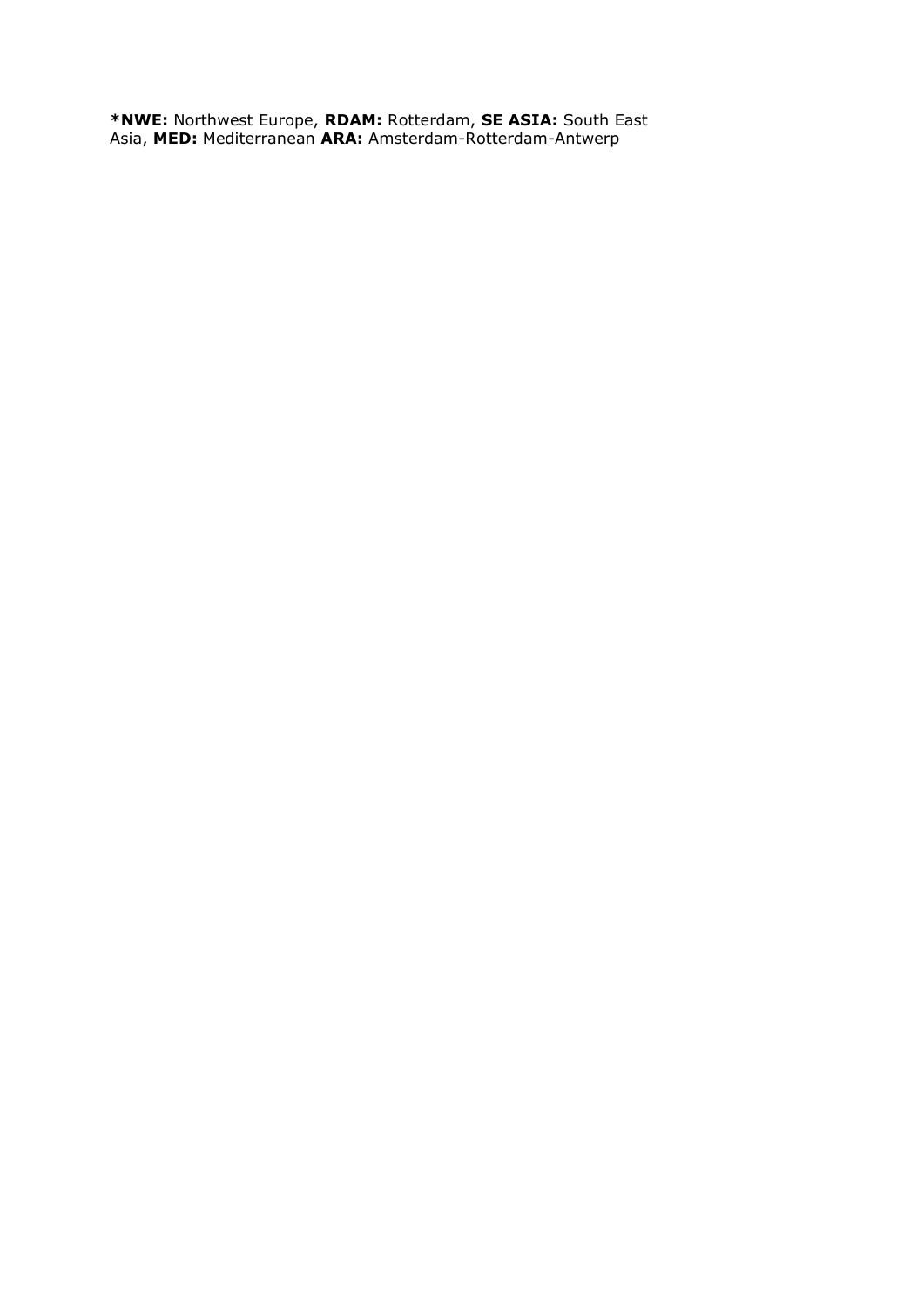***NWE:** Northwest Europe, **RDAM:** Rotterdam, **SE ASIA:** South East Asia, **MED:** Mediterranean **ARA:** Amsterdam-Rotterdam-Antwerp